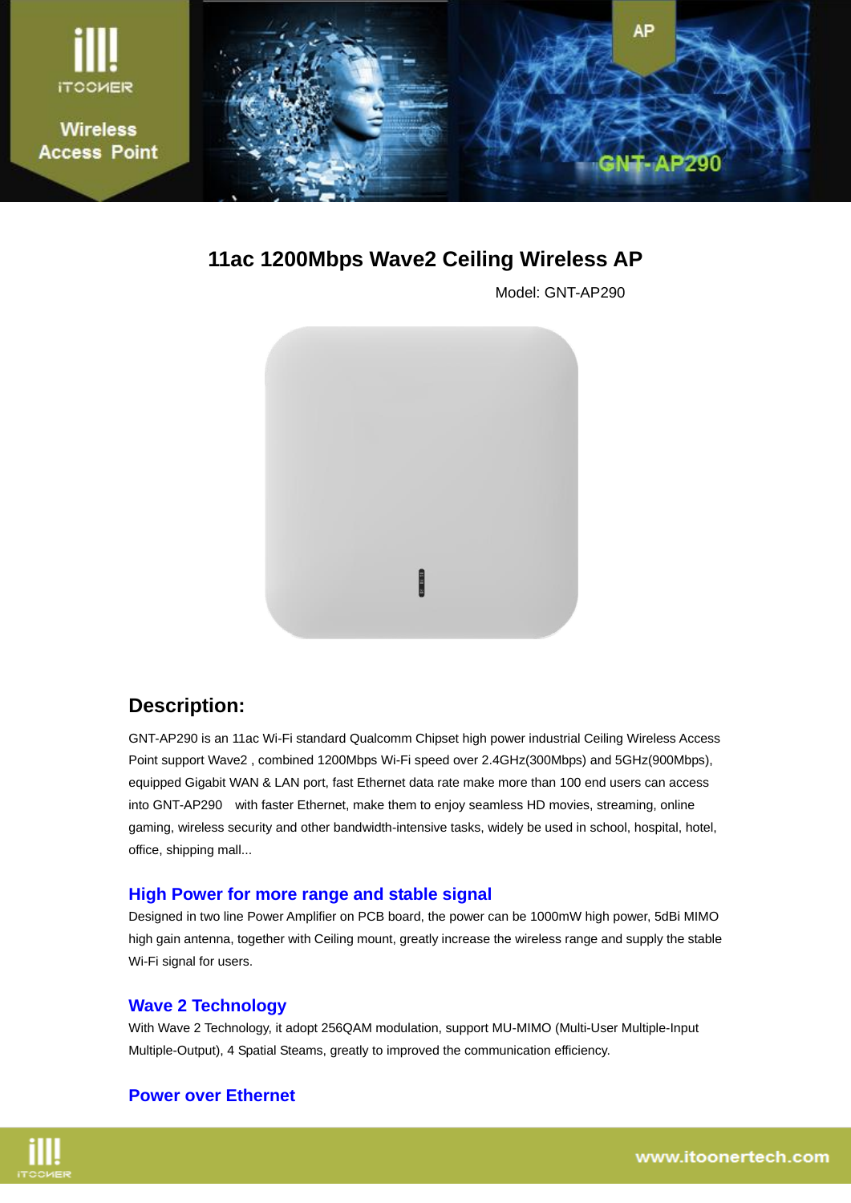# 11ac 1200Mbps Wave2 Ceiling Wireless AP

Model: GNT-AP290

## Description:

GNT-AP290 is an 11ac Wi-Fi standard Qualcomm Chipset high power industrial Ceiling Wireless Access Point support Wave2 , combined 1200Mbps Wi-Fi speed over 2.4GHz(300Mbps) and 5GHz(900Mbps), equipped Gigabit WAN & LAN port, fast Ethernet data rate make more than 100 end users can access into GNT-AP290 with faster Ethernet, make them to enjoy seamless HD movies, streaming, online gaming, wireless security and other bandwidth-intensive tasks, widely be used in school, hospital, hotel, office, shipping mall...

### High Power for more range and stable signal

Designed in two line Power Amplifier on PCB board, the power can be 1000mW high power, 5dBi MIMO high gain antenna, together with Ceiling mount, greatly increase the wireless range and supply the stable Wi-Fi signal for users.

### Wave 2 Technology

With Wave 2 Technology, it adopt 256QAM modulation, support MU-MIMO (Multi-User Multiple-Input Multiple-Output), 4 Spatial Steams, greatly to improved the communication efficiency.

### Power over Ethernet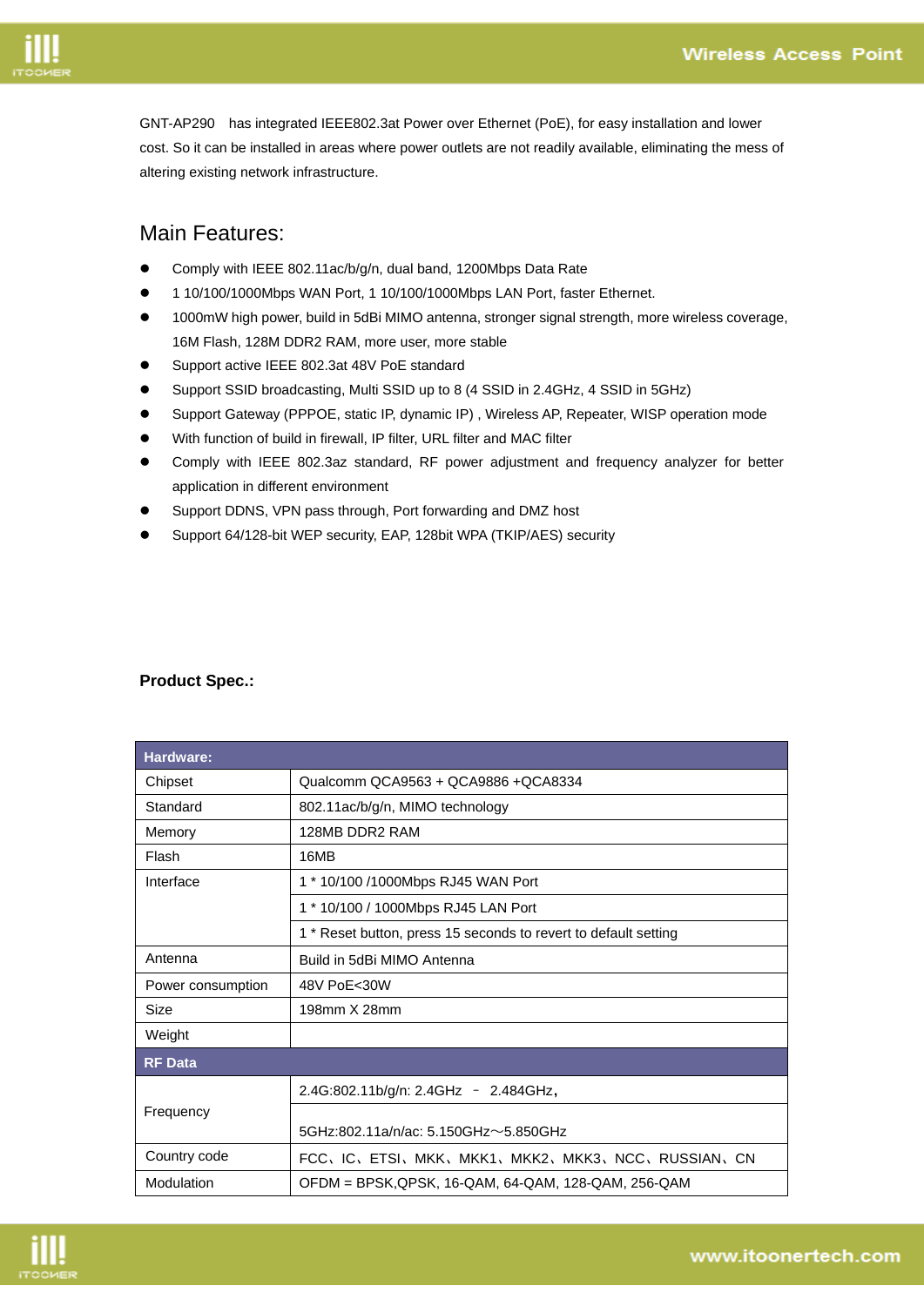GNT-AP290 has integrated IEEE802.3at Power over Ethernet (PoE), for easy installation and lower cost. So it can be installed in areas where power outlets are not readily available, eliminating the mess of altering existing network infrastructure.

## Main Features:

- Comply with IEEE 802.11ac/b/g/n, dual band, 1200Mbps Data Rate
- 1 10/100/1000Mbps WAN Port, 1 10/100/1000Mbps LAN Port, faster Ethernet.
- 1000mW high power, build in 5dBi MIMO antenna, stronger signal strength, more wireless coverage, 16M Flash, 128M DDR2 RAM, more user, more stable
- Support active IEEE 802.3at 48V PoE standard
- Support SSID broadcasting, Multi SSID up to 8 (4 SSID in 2.4GHz, 4 SSID in 5GHz)
- Support Gateway (PPPOE, static IP, dynamic IP) , Wireless AP, Repeater, WISP operation mode
- With function of build in firewall, IP filter, URL filter and MAC filter
- Comply with IEEE 802.3az standard, RF power adjustment and frequency analyzer for better application in different environment
- Support DDNS, VPN pass through, Port forwarding and DMZ host
- Support 64/128-bit WEP security, EAP, 128bit WPA (TKIP/AES) security

**Product Spec.:**

| **Hardware:** | |
|---|---|
| Chipset | Qualcomm QCA9563 + QCA9886 +QCA8334 |
| Standard | 802.11ac/b/g/n, MIMO technology |
| Memory | 128MB DDR2 RAM |
| Flash | 16MB |
| Interface | 1 * 10/100 /1000Mbps RJ45 WAN Port |
| | 1 * 10/100 / 1000Mbps RJ45 LAN Port |
| | 1 * Reset button, press 15 seconds to revert to default setting |
| Antenna | Build in 5dBi MIMO Antenna |
| Power consumption | 48V PoE<30W |
| Size | 198mm X 28mm |
| Weight | |
| **RF Data** | |
| Frequency | 2.4G:802.11b/g/n: 2.4GHz – 2.484GHz, |
| | 5GHz:802.11a/n/ac: 5.150GHz～5.850GHz |
| Country code | FCC、IC、ETSI、MKK、MKK1、MKK2、MKK3、NCC、RUSSIAN、CN |
| Modulation | OFDM = BPSK,QPSK, 16-QAM, 64-QAM, 128-QAM, 256-QAM |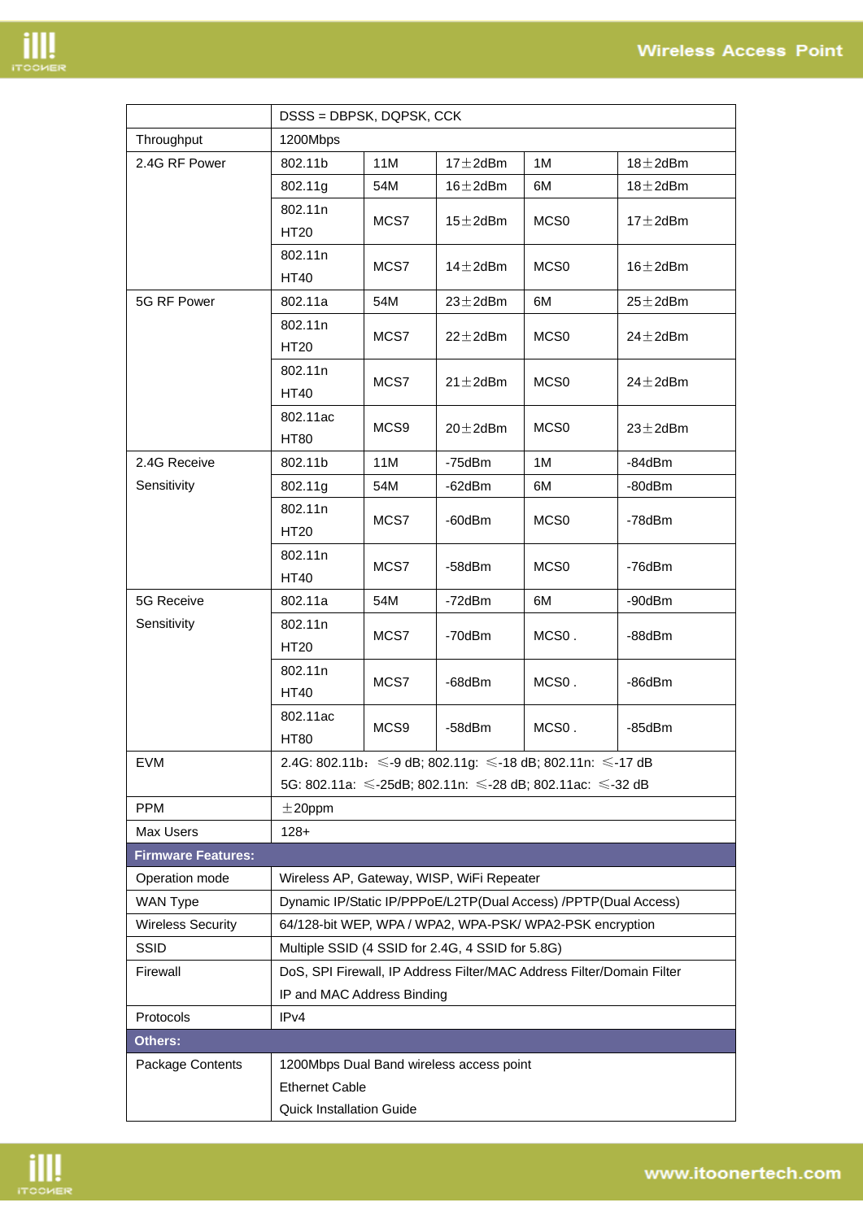| | | | | | |
|---|---|---|---|---|---|
| | DSSS = DBPSK, DQPSK, CCK | | | | |
| Throughput | 1200Mbps | | | | |
| 2.4G RF Power | 802.11b | 11M | 17±2dBm | 1M | 18±2dBm |
| | 802.11g | 54M | 16±2dBm | 6M | 18±2dBm |
| | 802.11n HT20 | MCS7 | 15±2dBm | MCS0 | 17±2dBm |
| | 802.11n HT40 | MCS7 | 14±2dBm | MCS0 | 16±2dBm |
| 5G RF Power | 802.11a | 54M | 23±2dBm | 6M | 25±2dBm |
| | 802.11n HT20 | MCS7 | 22±2dBm | MCS0 | 24±2dBm |
| | 802.11n HT40 | MCS7 | 21±2dBm | MCS0 | 24±2dBm |
| | 802.11ac HT80 | MCS9 | 20±2dBm | MCS0 | 23±2dBm |
| 2.4G Receive Sensitivity | 802.11b | 11M | -75dBm | 1M | -84dBm |
| | 802.11g | 54M | -62dBm | 6M | -80dBm |
| | 802.11n HT20 | MCS7 | -60dBm | MCS0 | -78dBm |
| | 802.11n HT40 | MCS7 | -58dBm | MCS0 | -76dBm |
| 5G Receive Sensitivity | 802.11a | 54M | -72dBm | 6M | -90dBm |
| | 802.11n HT20 | MCS7 | -70dBm | MCS0 . | -88dBm |
| | 802.11n HT40 | MCS7 | -68dBm | MCS0 . | -86dBm |
| | 802.11ac HT80 | MCS9 | -58dBm | MCS0 . | -85dBm |
| EVM | 2.4G: 802.11b： ≤-9 dB; 802.11g: ≤-18 dB; 802.11n: ≤-17 dB<br>5G: 802.11a: ≤-25dB; 802.11n: ≤-28 dB; 802.11ac: ≤-32 dB | | | | |
| PPM | ±20ppm | | | | |
| Max Users | 128+ | | | | |
| **Firmware Features:** | | | | | |
| Operation mode | Wireless AP, Gateway, WISP, WiFi Repeater | | | | |
| WAN Type | Dynamic IP/Static IP/PPPoE/L2TP(Dual Access) /PPTP(Dual Access) | | | | |
| Wireless Security | 64/128-bit WEP, WPA / WPA2, WPA-PSK/ WPA2-PSK encryption | | | | |
| SSID | Multiple SSID (4 SSID for 2.4G, 4 SSID for 5.8G) | | | | |
| Firewall | DoS, SPI Firewall, IP Address Filter/MAC Address Filter/Domain Filter<br>IP and MAC Address Binding | | | | |
| Protocols | IPv4 | | | | |
| **Others:** | | | | | |
| Package Contents | 1200Mbps Dual Band wireless access point<br>Ethernet Cable<br>Quick Installation Guide | | | | |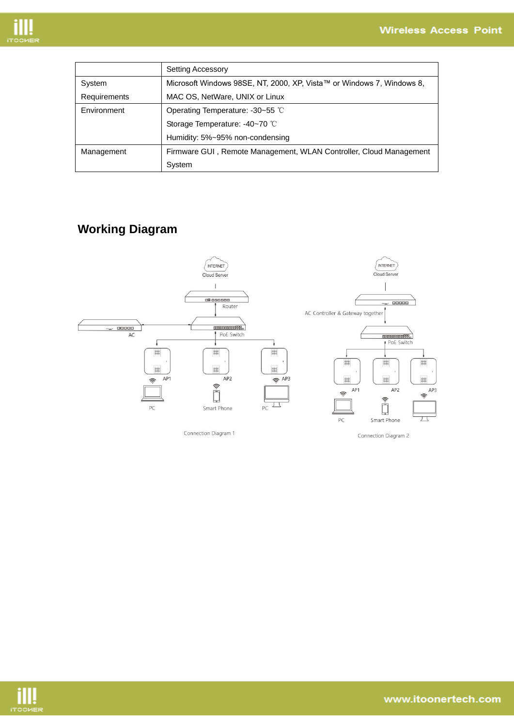| | Setting Accessory |
|---|---|
| System Requirements | Microsoft Windows 98SE, NT, 2000, XP, Vista™ or Windows 7, Windows 8, MAC OS, NetWare, UNIX or Linux |
| Environment | Operating Temperature: -30~55 ℃<br>Storage Temperature: -40~70 ℃<br>Humidity: 5%~95% non-condensing |
| Management | Firmware GUI , Remote Management, WLAN Controller, Cloud Management System |

## Working Diagram

INTERNET
Cloud Server
Router
AC
PoE Switch
AP1
AP2
AP3
PC
Smart Phone
PC

Connection Diagram 1

INTERNET
Cloud Server
AC Controller & Gateway together
PoE Switch
AP1
AP2
AP3
PC
Smart Phone

Connection Diagram 2